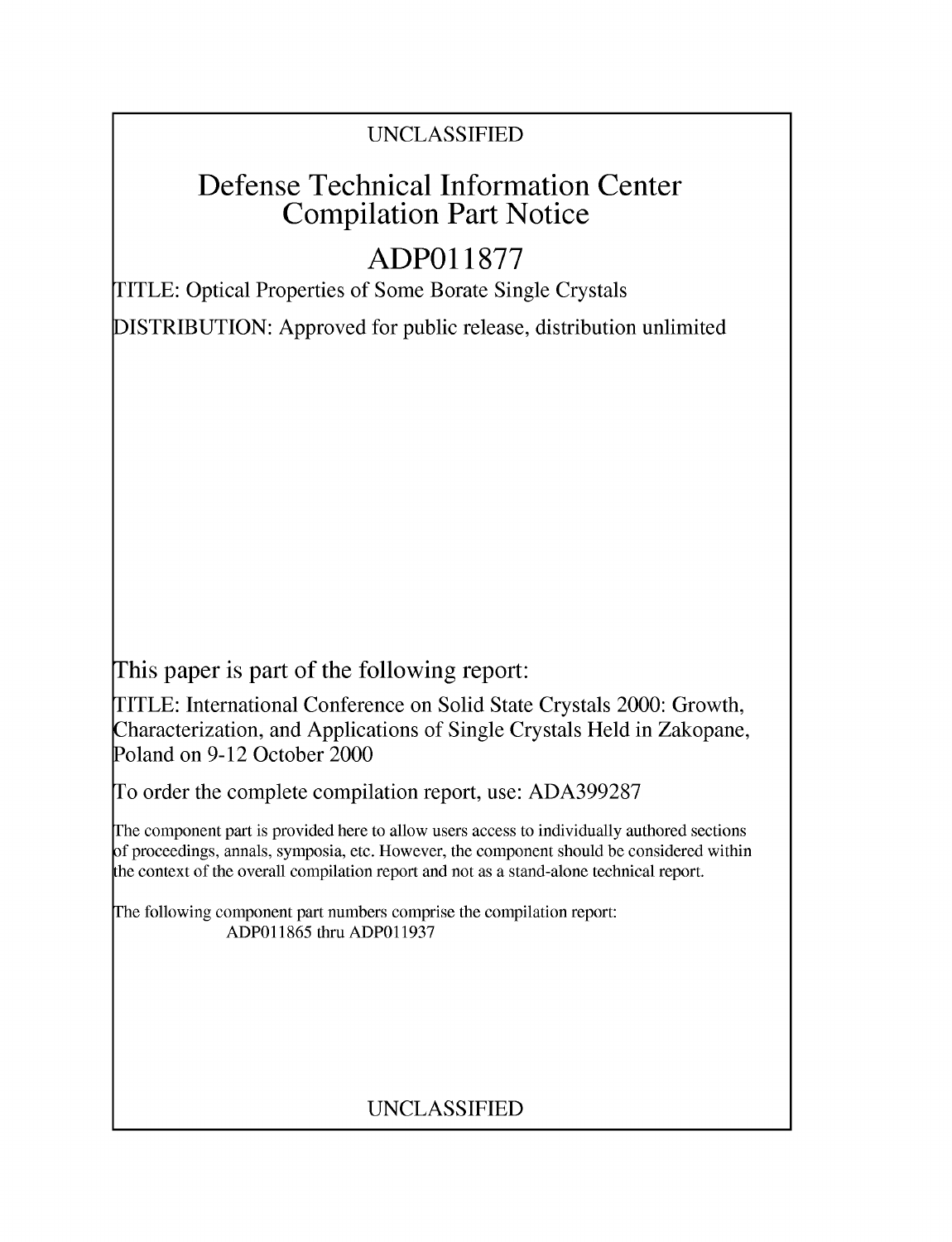UNCLASSIFIED

# Defense Technical Information Center Compilation Part Notice

# ADP011877

TITLE: Optical Properties of Some Borate Single Crystals

DISTRIBUTION: Approved for public release, distribution unlimited

This paper is part of the following report:

TITLE: International Conference on Solid State Crystals 2000: Growth, Characterization, and Applications of Single Crystals Held in Zakopane, Poland on 9-12 October 2000

To order the complete compilation report, use: ADA399287

The component part is provided here to allow users access to individually authored sections of proceedings, annals, symposia, etc. However, the component should be considered within the context of the overall compilation report and not as a stand-alone technical report.

The following component part numbers comprise the compilation report:
ADP011865 thru ADP011937

UNCLASSIFIED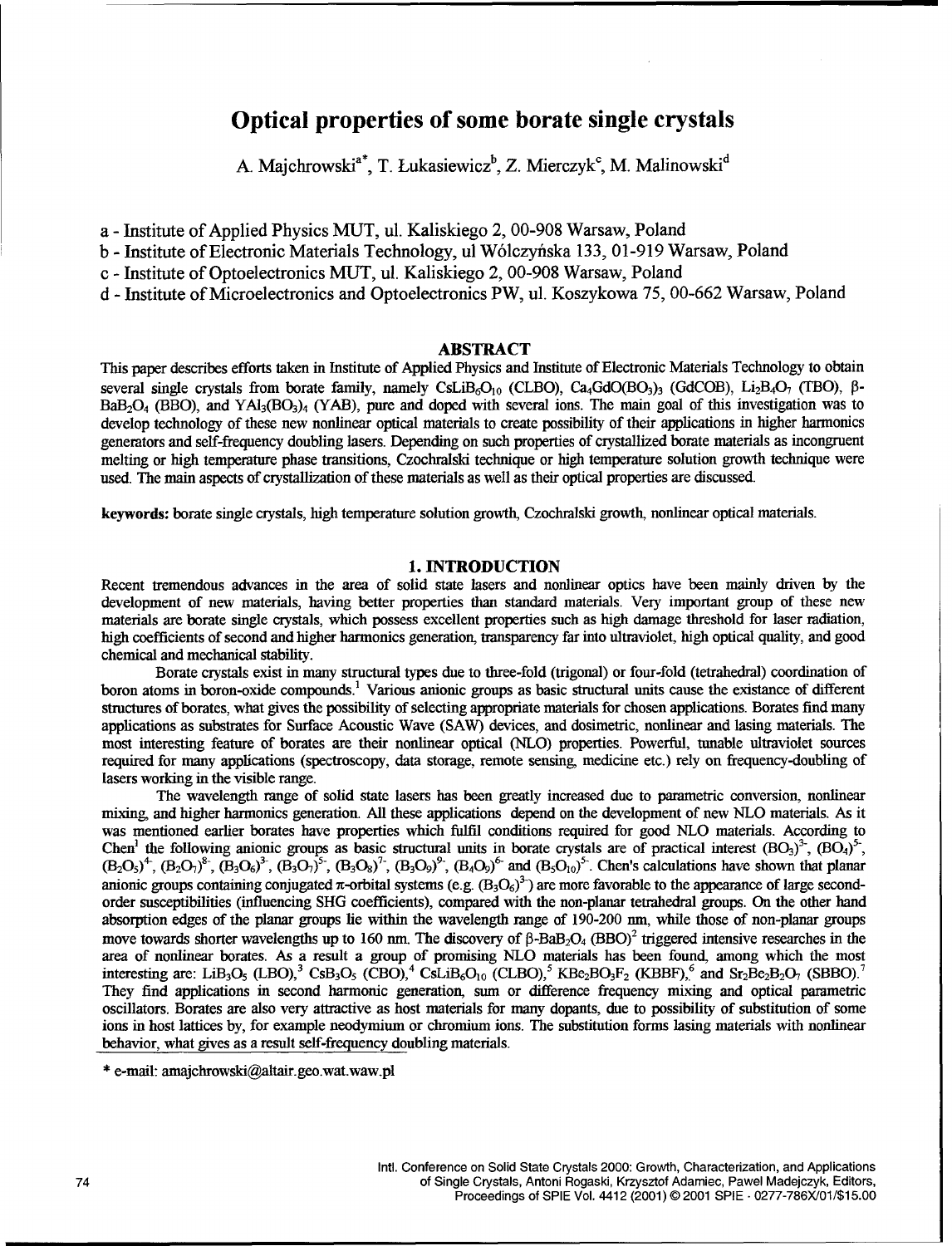# Optical properties of some borate single crystals

A. Majchrowski[a*], T. Łukasiewicz[b], Z. Mierczyk[c], M. Malinowski[d]

a - Institute of Applied Physics MUT, ul. Kaliskiego 2, 00-908 Warsaw, Poland

b - Institute of Electronic Materials Technology, ul Wólczyńska 133, 01-919 Warsaw, Poland

c - Institute of Optoelectronics MUT, ul. Kaliskiego 2, 00-908 Warsaw, Poland

d - Institute of Microelectronics and Optoelectronics PW, ul. Koszykowa 75, 00-662 Warsaw, Poland

## ABSTRACT

This paper describes efforts taken in Institute of Applied Physics and Institute of Electronic Materials Technology to obtain several single crystals from borate family, namely $CsLiB_6O_{10}$ (CLBO), $Ca_4GdO(BO_3)_3$ (GdCOB), $Li_2B_4O_7$ (TBO), β-$BaB_2O_4$ (BBO), and $YAl_3(BO_3)_4$ (YAB), pure and doped with several ions. The main goal of this investigation was to develop technology of these new nonlinear optical materials to create possibility of their applications in higher harmonics generators and self-frequency doubling lasers. Depending on such properties of crystallized borate materials as incongruent melting or high temperature phase transitions, Czochralski technique or high temperature solution growth technique were used. The main aspects of crystallization of these materials as well as their optical properties are discussed.

**keywords:** borate single crystals, high temperature solution growth, Czochralski growth, nonlinear optical materials.

## 1. INTRODUCTION

Recent tremendous advances in the area of solid state lasers and nonlinear optics have been mainly driven by the development of new materials, having better properties than standard materials. Very important group of these new materials are borate single crystals, which possess excellent properties such as high damage threshold for laser radiation, high coefficients of second and higher harmonics generation, transparency far into ultraviolet, high optical quality, and good chemical and mechanical stability.

Borate crystals exist in many structural types due to three-fold (trigonal) or four-fold (tetrahedral) coordination of boron atoms in boron-oxide compounds.[1] Various anionic groups as basic structural units cause the existance of different structures of borates, what gives the possibility of selecting appropriate materials for chosen applications. Borates find many applications as substrates for Surface Acoustic Wave (SAW) devices, and dosimetric, nonlinear and lasing materials. The most interesting feature of borates are their nonlinear optical (NLO) properties. Powerful, tunable ultraviolet sources required for many applications (spectroscopy, data storage, remote sensing, medicine etc.) rely on frequency-doubling of lasers working in the visible range.

The wavelength range of solid state lasers has been greatly increased due to parametric conversion, nonlinear mixing, and higher harmonics generation. All these applications depend on the development of new NLO materials. As it was mentioned earlier borates have properties which fulfil conditions required for good NLO materials. According to Chen[1] the following anionic groups as basic structural units in borate crystals are of practical interest $(BO_3)^{3-}$, $(BO_4)^{5-}$, $(B_2O_5)^{4-}$, $(B_2O_7)^{8-}$, $(B_3O_6)^{3-}$, $(B_3O_7)^{5-}$, $(B_3O_8)^{7-}$, $(B_3O_9)^{9-}$, $(B_4O_9)^{6-}$ and $(B_5O_{10})^{5-}$. Chen's calculations have shown that planar anionic groups containing conjugated π-orbital systems (e.g. $(B_3O_6)^{3-}$) are more favorable to the appearance of large second-order susceptibilities (influencing SHG coefficients), compared with the non-planar tetrahedral groups. On the other hand absorption edges of the planar groups lie within the wavelength range of 190-200 nm, while those of non-planar groups move towards shorter wavelengths up to 160 nm. The discovery of β-$BaB_2O_4$ (BBO)[2] triggered intensive researches in the area of nonlinear borates. As a result a group of promising NLO materials has been found, among which the most interesting are: $LiB_3O_5$ (LBO),[3] $CsB_3O_5$ (CBO),[4] $CsLiB_6O_{10}$ (CLBO),[5] $KBe_2BO_3F_2$ (KBBF),[6] and $Sr_2Be_2B_2O_7$ (SBBO).[7] They find applications in second harmonic generation, sum or difference frequency mixing and optical parametric oscillators. Borates are also very attractive as host materials for many dopants, due to possibility of substitution of some ions in host lattices by, for example neodymium or chromium ions. The substitution forms lasing materials with nonlinear behavior, what gives as a result self-frequency doubling materials.

\* e-mail: amajchrowski@altair.geo.wat.waw.pl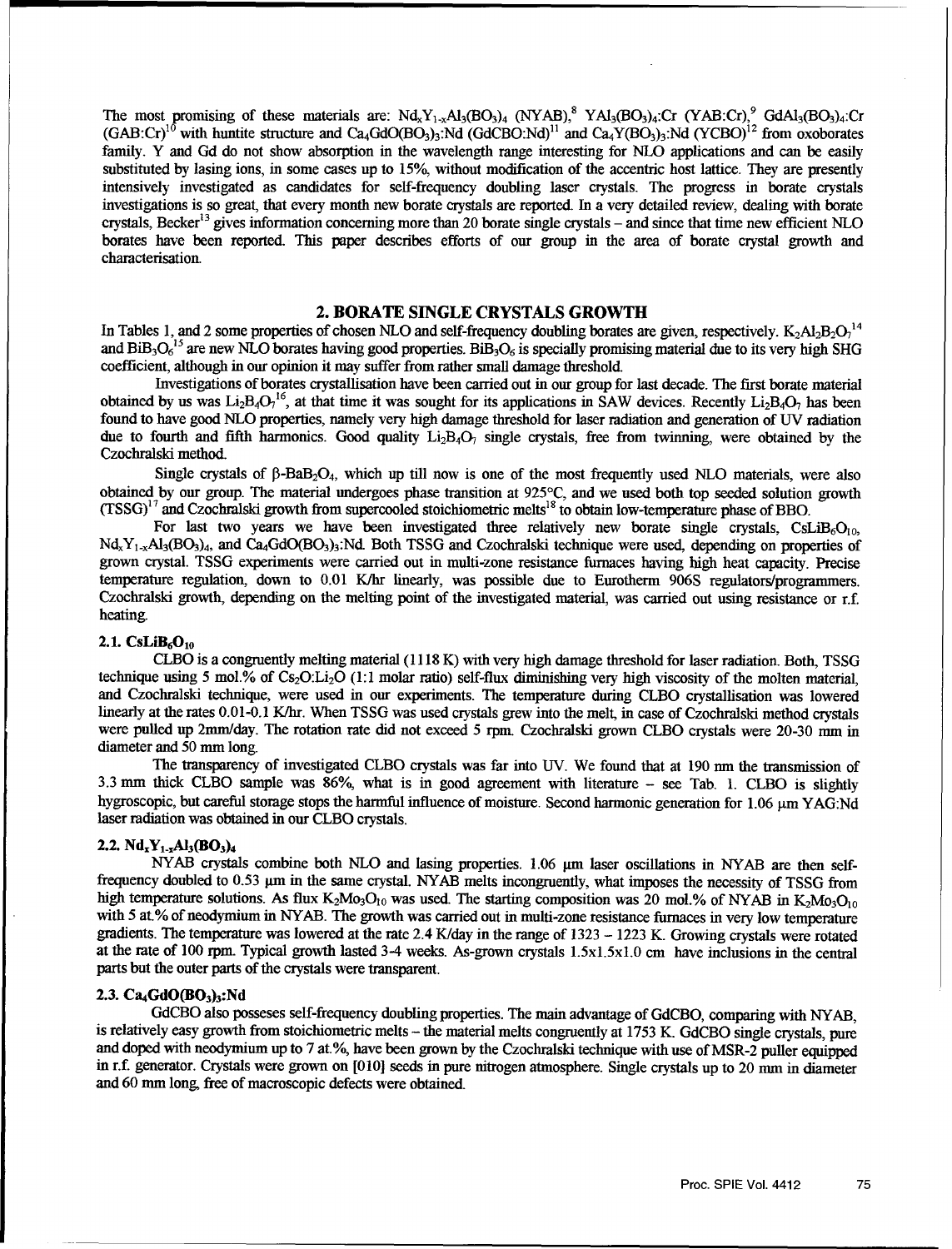The most promising of these materials are: $Nd_xY_{1-x}Al_3(BO_3)_4$ (NYAB),[8] $YAl_3(BO_3)_4$:Cr (YAB:Cr),[9] $GdAl_3(BO_3)_4$:Cr (GAB:Cr)[10] with huntite structure and $Ca_4GdO(BO_3)_3$:Nd (GdCBO:Nd)[11] and $Ca_4Y(BO_3)_3$:Nd (YCBO)[12] from oxoborates family. Y and Gd do not show absorption in the wavelength range interesting for NLO applications and can be easily substituted by lasing ions, in some cases up to 15%, without modification of the accentric host lattice. They are presently intensively investigated as candidates for self-frequency doubling laser crystals. The progress in borate crystals investigations is so great, that every month new borate crystals are reported. In a very detailed review, dealing with borate crystals, Becker[13] gives information concerning more than 20 borate single crystals – and since that time new efficient NLO borates have been reported. This paper describes efforts of our group in the area of borate crystal growth and characterisation.

## 2. BORATE SINGLE CRYSTALS GROWTH

In Tables 1, and 2 some properties of chosen NLO and self-frequency doubling borates are given, respectively. $K_2Al_2B_2O_7$[14] and $BiB_3O_6$[15] are new NLO borates having good properties. $BiB_3O_6$ is specially promising material due to its very high SHG coefficient, although in our opinion it may suffer from rather small damage threshold.

Investigations of borates crystallisation have been carried out in our group for last decade. The first borate material obtained by us was $Li_2B_4O_7$[16], at that time it was sought for its applications in SAW devices. Recently $Li_2B_4O_7$ has been found to have good NLO properties, namely very high damage threshold for laser radiation and generation of UV radiation due to fourth and fifth harmonics. Good quality $Li_2B_4O_7$ single crystals, free from twinning, were obtained by the Czochralski method.

Single crystals of $\beta$-$BaB_2O_4$, which up till now is one of the most frequently used NLO materials, were also obtained by our group. The material undergoes phase transition at 925°C, and we used both top seeded solution growth (TSSG)[17] and Czochralski growth from supercooled stoichiometric melts[18] to obtain low-temperature phase of BBO.

For last two years we have been investigated three relatively new borate single crystals, $CsLiB_6O_{10}$, $Nd_xY_{1-x}Al_3(BO_3)_4$, and $Ca_4GdO(BO_3)_3$:Nd. Both TSSG and Czochralski technique were used, depending on properties of grown crystal. TSSG experiments were carried out in multi-zone resistance furnaces having high heat capacity. Precise temperature regulation, down to 0.01 K/hr linearly, was possible due to Eurotherm 906S regulators/programmers. Czochralski growth, depending on the melting point of the investigated material, was carried out using resistance or r.f. heating.

### 2.1. $CsLiB_6O_{10}$

CLBO is a congruently melting material (1118 K) with very high damage threshold for laser radiation. Both, TSSG technique using 5 mol.% of $Cs_2O$:$Li_2O$ (1:1 molar ratio) self-flux diminishing very high viscosity of the molten material, and Czochralski technique, were used in our experiments. The temperature during CLBO crystallisation was lowered linearly at the rates 0.01-0.1 K/hr. When TSSG was used crystals grew into the melt, in case of Czochralski method crystals were pulled up 2mm/day. The rotation rate did not exceed 5 rpm. Czochralski grown CLBO crystals were 20-30 mm in diameter and 50 mm long.

The transparency of investigated CLBO crystals was far into UV. We found that at 190 nm the transmission of 3.3 mm thick CLBO sample was 86%, what is in good agreement with literature – see Tab. 1. CLBO is slightly hygroscopic, but careful storage stops the harmful influence of moisture. Second harmonic generation for 1.06 μm YAG:Nd laser radiation was obtained in our CLBO crystals.

### 2.2. $Nd_xY_{1-x}Al_3(BO_3)_4$

NYAB crystals combine both NLO and lasing properties. 1.06 μm laser oscillations in NYAB are then self-frequency doubled to 0.53 μm in the same crystal. NYAB melts incongruently, what imposes the necessity of TSSG from high temperature solutions. As flux $K_2Mo_3O_{10}$ was used. The starting composition was 20 mol.% of NYAB in $K_2Mo_3O_{10}$ with 5 at.% of neodymium in NYAB. The growth was carried out in multi-zone resistance furnaces in very low temperature gradients. The temperature was lowered at the rate 2.4 K/day in the range of 1323 – 1223 K. Growing crystals were rotated at the rate of 100 rpm. Typical growth lasted 3-4 weeks. As-grown crystals 1.5x1.5x1.0 cm have inclusions in the central parts but the outer parts of the crystals were transparent.

### 2.3. $Ca_4GdO(BO_3)_3$:Nd

GdCBO also posseses self-frequency doubling properties. The main advantage of GdCBO, comparing with NYAB, is relatively easy growth from stoichiometric melts – the material melts congruently at 1753 K. GdCBO single crystals, pure and doped with neodymium up to 7 at.%, have been grown by the Czochralski technique with use of MSR-2 puller equipped in r.f. generator. Crystals were grown on [010] seeds in pure nitrogen atmosphere. Single crystals up to 20 mm in diameter and 60 mm long, free of macroscopic defects were obtained.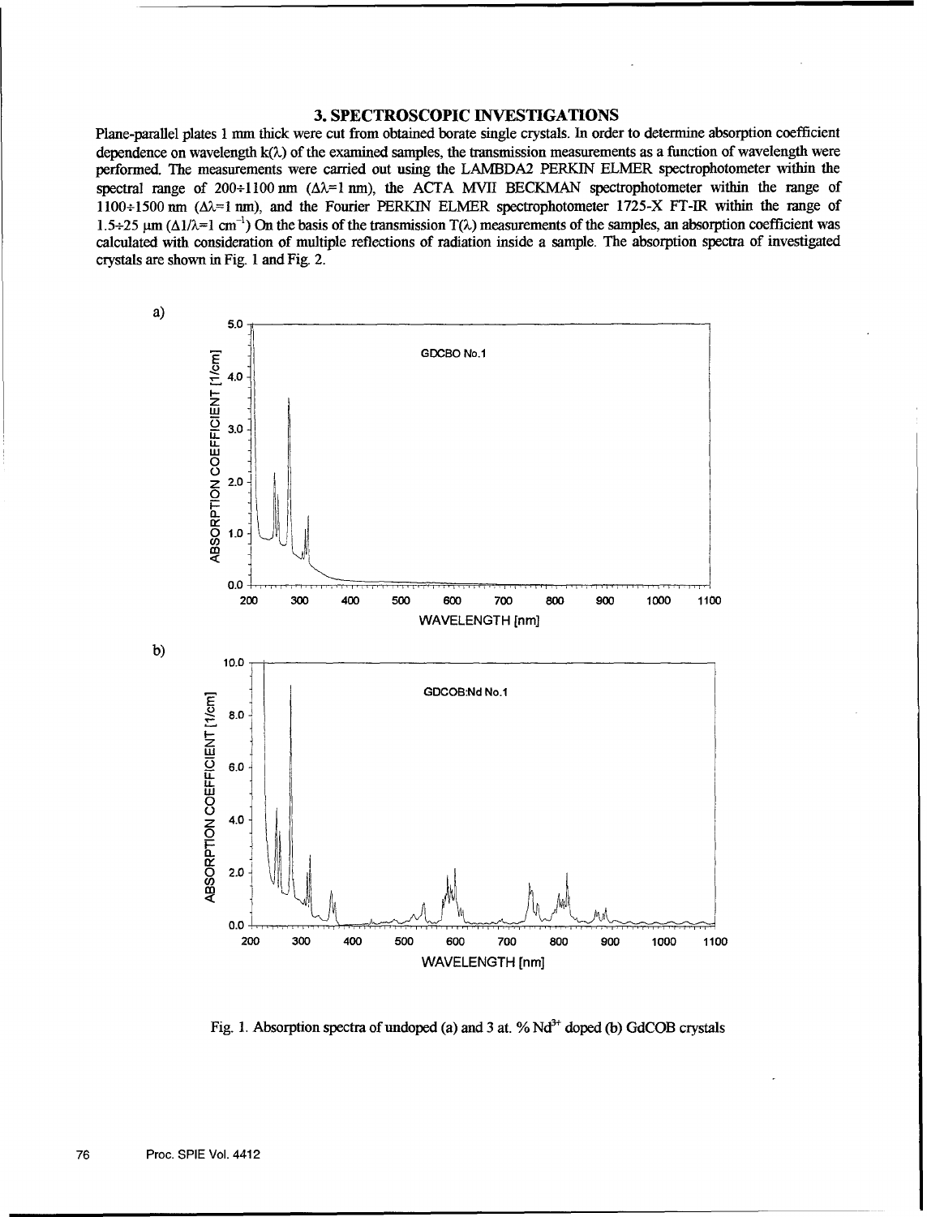## 3. SPECTROSCOPIC INVESTIGATIONS

Plane-parallel plates 1 mm thick were cut from obtained borate single crystals. In order to determine absorption coefficient dependence on wavelength $k(\lambda)$ of the examined samples, the transmission measurements as a function of wavelength were performed. The measurements were carried out using the LAMBDA2 PERKIN ELMER spectrophotometer within the spectral range of 200÷1100 nm ($\Delta\lambda$=1 nm), the ACTA MVII BECKMAN spectrophotometer within the range of 1100÷1500 nm ($\Delta\lambda$=1 nm), and the Fourier PERKIN ELMER spectrophotometer 1725-X FT-IR within the range of 1.5÷25 μm ($\Delta 1/\lambda$=1 $cm^{-1}$) On the basis of the transmission $T(\lambda)$ measurements of the samples, an absorption coefficient was calculated with consideration of multiple reflections of radiation inside a sample. The absorption spectra of investigated crystals are shown in Fig. 1 and Fig. 2.

Fig. 1. Absorption spectra of undoped (a) and 3 at. % $Nd^{3+}$ doped (b) GdCOB crystals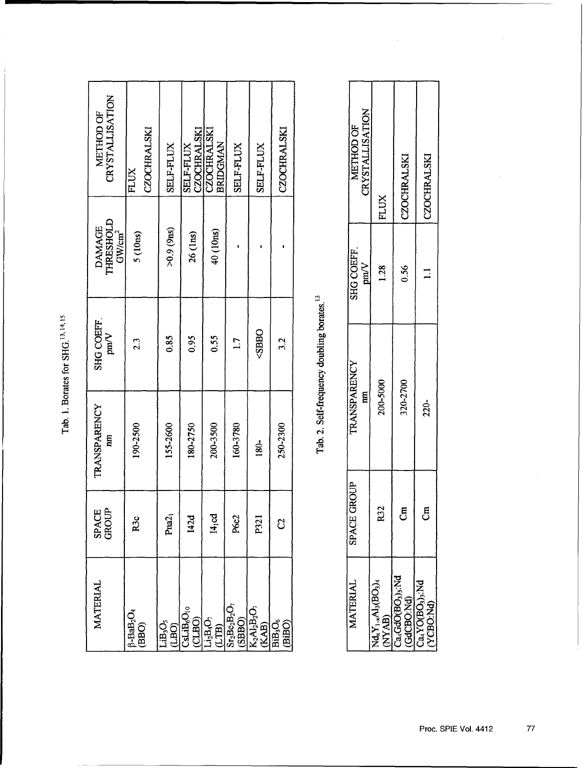Tab. 1. Borates for SHG.[13,14,15]

| MATERIAL | SPACE GROUP | TRANSPARENCY nm | SHG COEFF. pm/V | DAMAGE THRESHOLD $GW/cm^2$ | METHOD OF CRYSTALLISATION |
|---|---|---|---|---|---|
| $\beta$-$BaB_2O_4$ (BBO) | R3c | 190-2500 | 2.3 | 5 (10ns) | FLUX CZOCHRALSKI |
| $LiB_3O_5$ (LBO) | $Pna2_1$ | 155-2600 | 0.85 | >0.9 (9ns) | SELF-FLUX |
| $CsLiB_6O_{10}$ (CLBO) | I42d | 180-2750 | 0.95 | 26 (1ns) | SELF-FLUX CZOCHRALSKI |
| $Li_2B_4O_7$ (LTB) | $I4_1cd$ | 200-3500 | 0.55 | 40 (10ns) | CZOCHRALSKI BRIDGMAN |
| $Sr_2Be_2B_2O_7$ (SBBO) | P6c2 | 160-3780 | 1.7 | - | SELF-FLUX |
| $K_2Al_2B_2O_7$ (KAB) | P321 | 180- | <SBBO | - | SELF-FLUX |
| $BiB_3O_6$ (BiBO) | C2 | 250-2300 | 3.2 | - | CZOCHRALSKI |

Tab. 2. Self-frequency doubling borates.[13]

| MATERIAL | SPACE GROUP | TRANSPARENCY nm | SHG COEFF. pm/V | METHOD OF CRYSTALLISATION |
|---|---|---|---|---|
| $Nd_xY_{1-x}Al_3(BO_3)_4$ (NYAB) | R32 | 200-5000 | 1.28 | FLUX |
| $Ca_4GdO(BO_3)_3$:Nd (GdCBO:Nd) | Cm | 320-2700 | 0.56 | CZOCHRALSKI |
| $Ca_4YO(BO_3)_3$:Nd (YCBO:Nd) | Cm | 220- | 1.1 | CZOCHRALSKI |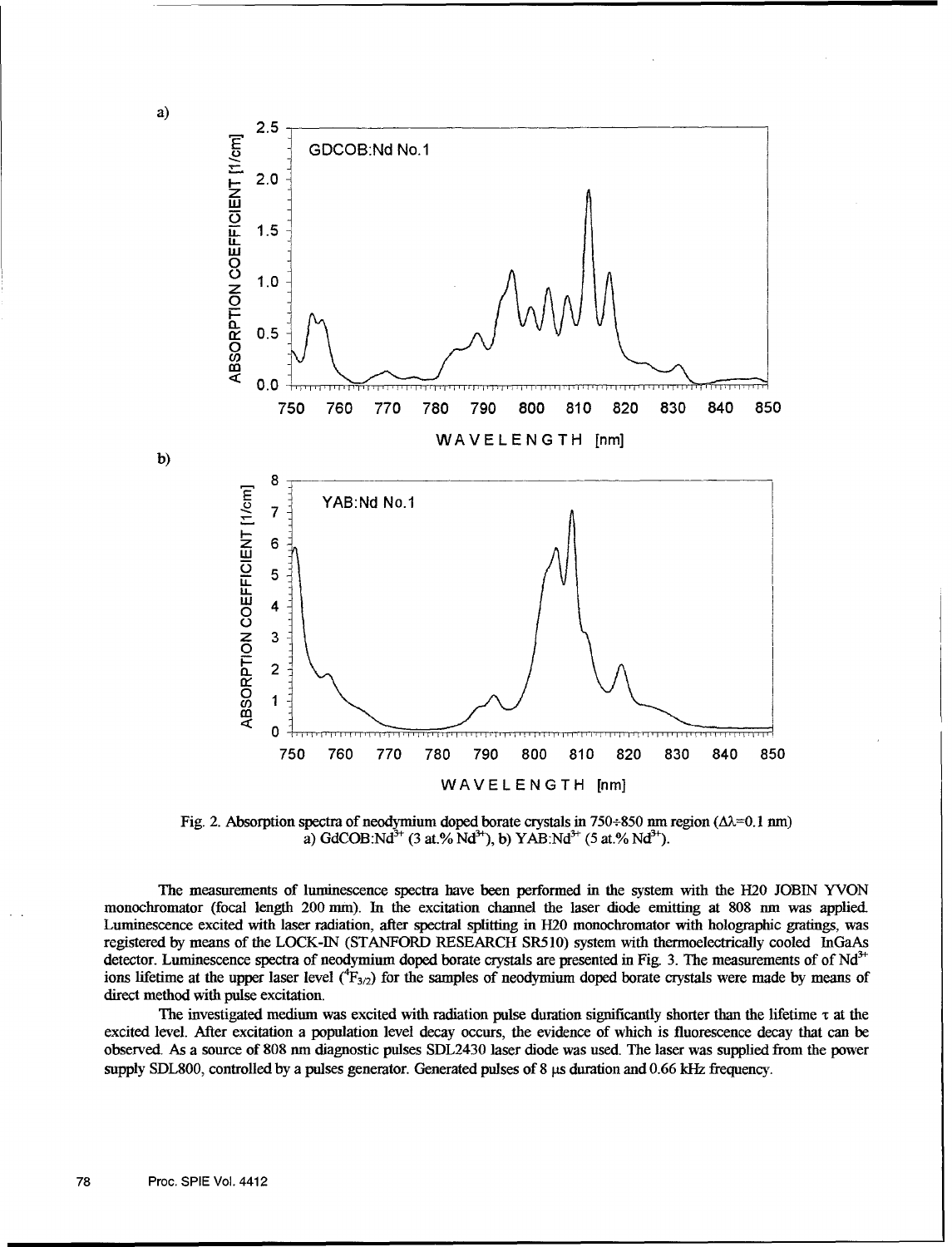Fig. 2. Absorption spectra of neodymium doped borate crystals in 750÷850 nm region ($\Delta\lambda$=0.1 nm) a) GdCOB:$Nd^{3+}$ (3 at.% $Nd^{3+}$), b) YAB:$Nd^{3+}$ (5 at.% $Nd^{3+}$).

The measurements of luminescence spectra have been performed in the system with the H20 JOBIN YVON monochromator (focal length 200 mm). In the excitation channel the laser diode emitting at 808 nm was applied. Luminescence excited with laser radiation, after spectral splitting in H20 monochromator with holographic gratings, was registered by means of the LOCK-IN (STANFORD RESEARCH SR510) system with thermoelectrically cooled InGaAs detector. Luminescence spectra of neodymium doped borate crystals are presented in Fig. 3. The measurements of of $Nd^{3+}$ ions lifetime at the upper laser level ($^4F_{3/2}$) for the samples of neodymium doped borate crystals were made by means of direct method with pulse excitation.

The investigated medium was excited with radiation pulse duration significantly shorter than the lifetime $\tau$ at the excited level. After excitation a population level decay occurs, the evidence of which is fluorescence decay that can be observed. As a source of 808 nm diagnostic pulses SDL2430 laser diode was used. The laser was supplied from the power supply SDL800, controlled by a pulses generator. Generated pulses of 8 μs duration and 0.66 kHz frequency.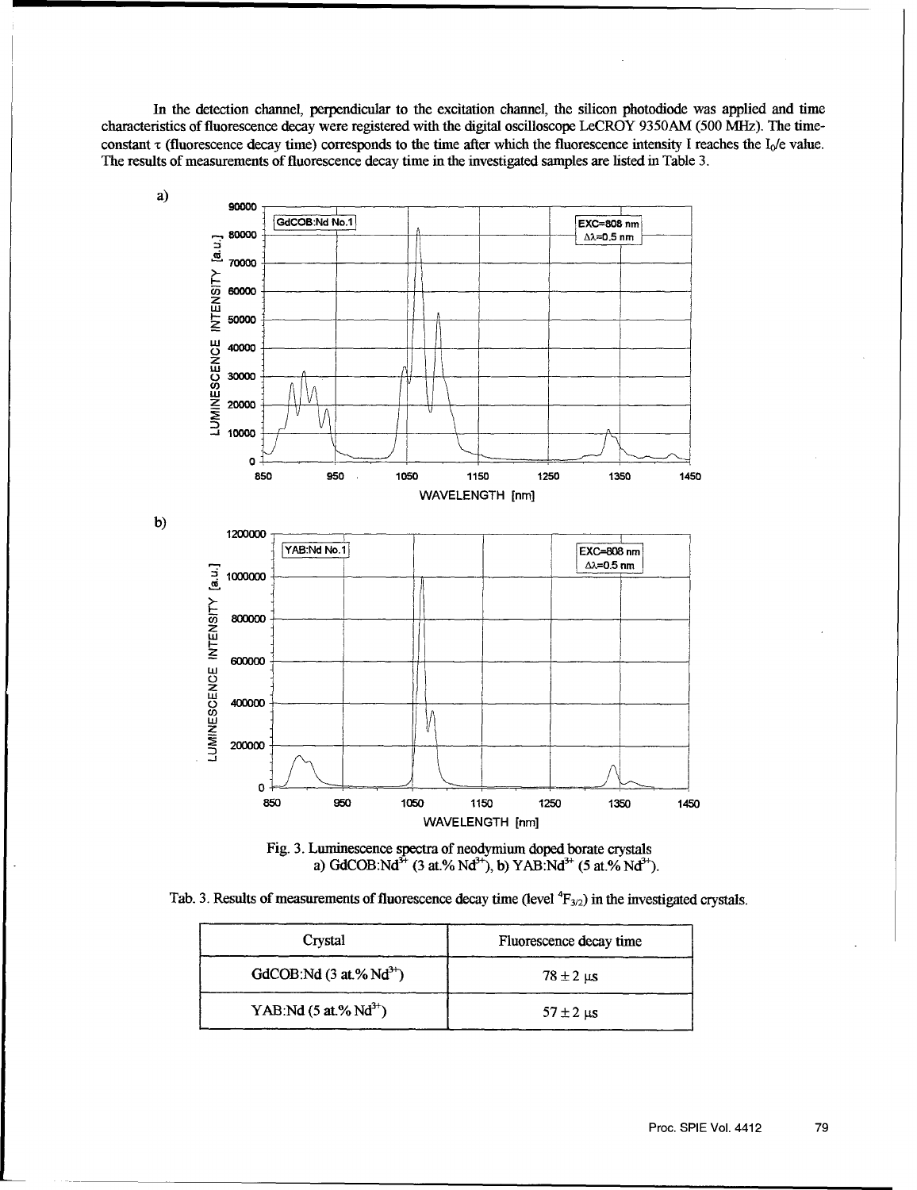In the detection channel, perpendicular to the excitation channel, the silicon photodiode was applied and time characteristics of fluorescence decay were registered with the digital oscilloscope LeCROY 9350AM (500 MHz). The time-constant $\tau$ (fluorescence decay time) corresponds to the time after which the fluorescence intensity I reaches the $I_0/e$ value. The results of measurements of fluorescence decay time in the investigated samples are listed in Table 3.

Fig. 3. Luminescence spectra of neodymium doped borate crystals a) GdCOB:$Nd^{3+}$ (3 at.% $Nd^{3+}$), b) YAB:$Nd^{3+}$ (5 at.% $Nd^{3+}$).

Tab. 3. Results of measurements of fluorescence decay time (level $^4F_{3/2}$) in the investigated crystals.

| Crystal | Fluorescence decay time |
|---|---|
| GdCOB:Nd (3 at.% $Nd^{3+}$) | $78 \pm 2$ μs |
| YAB:Nd (5 at.% $Nd^{3+}$) | $57 \pm 2$ μs |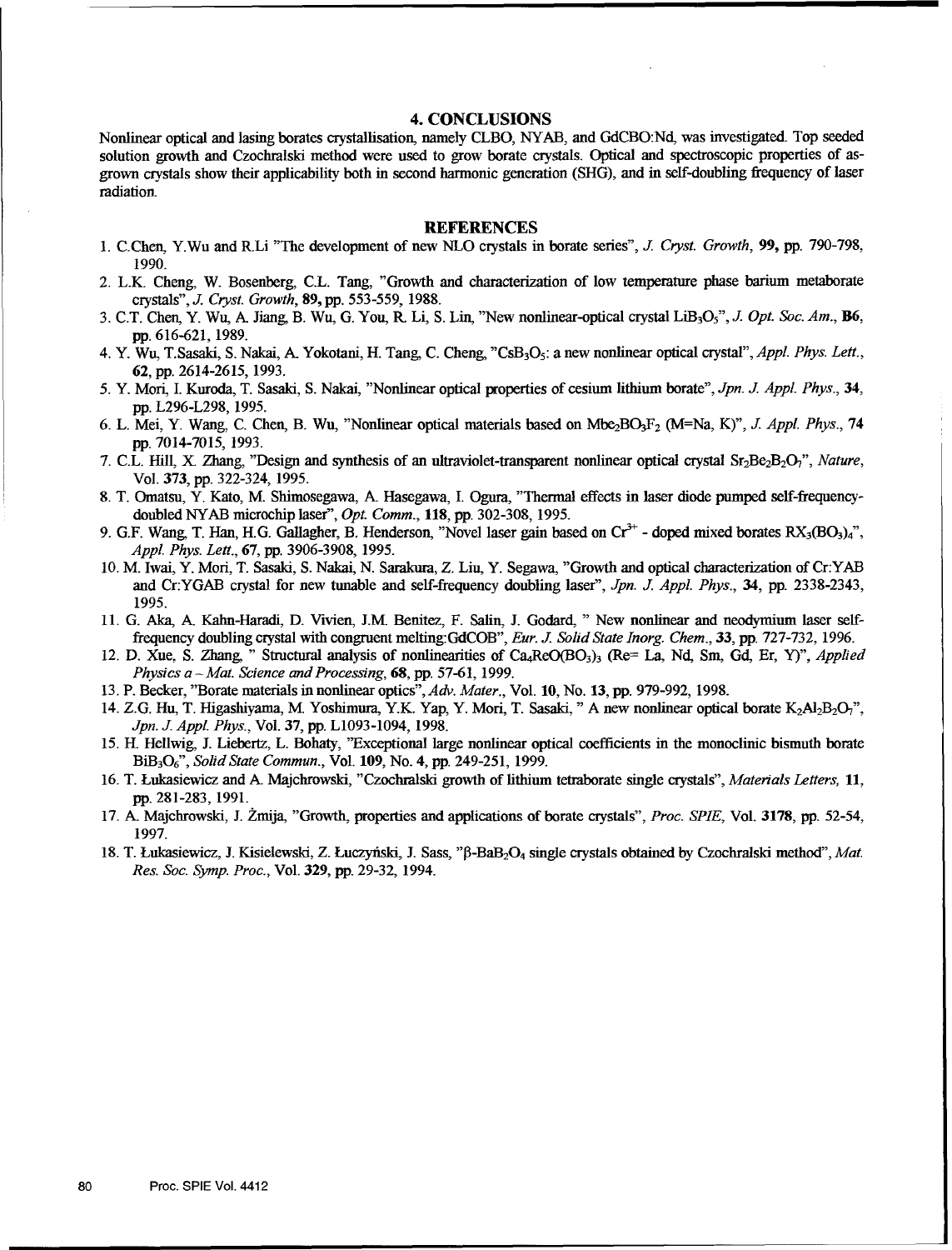## 4. CONCLUSIONS

Nonlinear optical and lasing borates crystallisation, namely CLBO, NYAB, and GdCBO:Nd, was investigated. Top seeded solution growth and Czochralski method were used to grow borate crystals. Optical and spectroscopic properties of as-grown crystals show their applicability both in second harmonic generation (SHG), and in self-doubling frequency of laser radiation.

## REFERENCES

1. C.Chen, Y.Wu and R.Li "The development of new NLO crystals in borate series", *J. Cryst. Growth*, **99,** pp. 790-798, 1990.
2. L.K. Cheng, W. Bosenberg, C.L. Tang, "Growth and characterization of low temperature phase barium metaborate crystals", *J. Cryst. Growth*, **89,** pp. 553-559, 1988.
3. C.T. Chen, Y. Wu, A. Jiang, B. Wu, G. You, R. Li, S. Lin, "New nonlinear-optical crystal $LiB_3O_5$", *J. Opt. Soc. Am.*, **B6**, pp. 616-621, 1989.
4. Y. Wu, T.Sasaki, S. Nakai, A. Yokotani, H. Tang, C. Cheng, "$CsB_3O_5$: a new nonlinear optical crystal", *Appl. Phys. Lett.*, **62**, pp. 2614-2615, 1993.
5. Y. Mori, I. Kuroda, T. Sasaki, S. Nakai, "Nonlinear optical properties of cesium lithium borate", *Jpn. J. Appl. Phys.*, **34**, pp. L296-L298, 1995.
6. L. Mei, Y. Wang, C. Chen, B. Wu, "Nonlinear optical materials based on $Mbe_2BO_3F_2$ (M=Na, K)", *J. Appl. Phys.*, **74** pp. 7014-7015, 1993.
7. C.L. Hill, X. Zhang, "Design and synthesis of an ultraviolet-transparent nonlinear optical crystal $Sr_2Be_2B_2O_7$", *Nature*, Vol. **373**, pp. 322-324, 1995.
8. T. Omatsu, Y. Kato, M. Shimosegawa, A. Hasegawa, I. Ogura, "Thermal effects in laser diode pumped self-frequency-doubled NYAB microchip laser", *Opt. Comm.*, **118**, pp. 302-308, 1995.
9. G.F. Wang, T. Han, H.G. Gallagher, B. Henderson, "Novel laser gain based on $Cr^{3+}$ - doped mixed borates $RX_3(BO_3)_4$", *Appl. Phys. Lett.*, **67**, pp. 3906-3908, 1995.
10. M. Iwai, Y. Mori, T. Sasaki, S. Nakai, N. Sarakura, Z. Liu, Y. Segawa, "Growth and optical characterization of Cr:YAB and Cr:YGAB crystal for new tunable and self-frequency doubling laser", *Jpn. J. Appl. Phys.*, **34**, pp. 2338-2343, 1995.
11. G. Aka, A. Kahn-Haradi, D. Vivien, J.M. Benitez, F. Salin, J. Godard, " New nonlinear and neodymium laser self-frequency doubling crystal with congruent melting:GdCOB", *Eur. J. Solid State Inorg. Chem.*, **33**, pp. 727-732, 1996.
12. D. Xue, S. Zhang, " Structural analysis of nonlinearities of $Ca_4ReO(BO_3)_3$ (Re= La, Nd, Sm, Gd, Er, Y)", *Applied Physics a – Mat. Science and Processing*, **68**, pp. 57-61, 1999.
13. P. Becker, "Borate materials in nonlinear optics", *Adv. Mater.*, Vol. **10**, No. **13**, pp. 979-992, 1998.
14. Z.G. Hu, T. Higashiyama, M. Yoshimura, Y.K. Yap, Y. Mori, T. Sasaki, " A new nonlinear optical borate $K_2Al_2B_2O_7$", *Jpn. J. Appl. Phys.*, Vol. **37**, pp. L1093-1094, 1998.
15. H. Hellwig, J. Liebertz, L. Bohaty, "Exceptional large nonlinear optical coefficients in the monoclinic bismuth borate $BiB_3O_6$", *Solid State Commun.*, Vol. **109**, No. **4**, pp. 249-251, 1999.
16. T. Łukasiewicz and A. Majchrowski, "Czochralski growth of lithium tetraborate single crystals", *Materials Letters*, **11**, pp. 281-283, 1991.
17. A. Majchrowski, J. Żmija, "Growth, properties and applications of borate crystals", *Proc. SPIE*, Vol. **3178**, pp. 52-54, 1997.
18. T. Łukasiewicz, J. Kisielewski, Z. Łuczyński, J. Sass, "$\beta$-$BaB_2O_4$ single crystals obtained by Czochralski method", *Mat. Res. Soc. Symp. Proc.*, Vol. **329**, pp. 29-32, 1994.